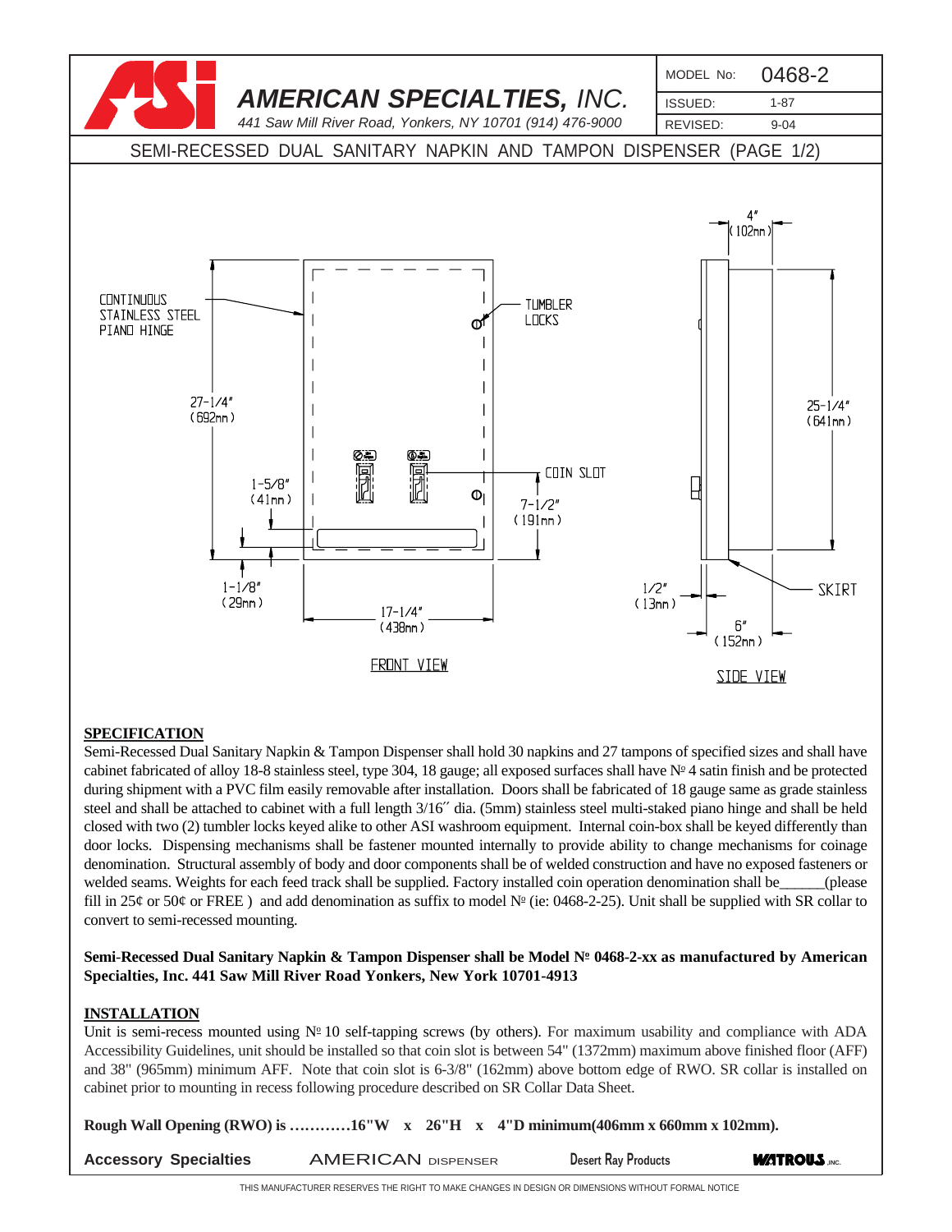# AMERICAN SPECIALTIES, INC.

*441 Saw Mill River Road, Yonkers, NY 10701 (914) 476-9000*

| MODEL No: | 0468-2 |
| --- | --- |
| ISSUED: | 1-87 |
| REVISED: | 9-04 |

## SEMI-RECESSED DUAL SANITARY NAPKIN AND TAMPON DISPENSER (PAGE 1/2)

CONTINUOUS STAINLESS STEEL PIANO HINGE

TUMBLER LOCKS

COIN SLOT

27-1/4" (692mm)

1-5/8" (41mm)

1-1/8" (29mm)

7-1/2" (191mm)

17-1/4" (438mm)

FRONT VIEW

4" (102mm)

25-1/4" (641mm)

1/2" (13mm)

6" (152mm)

SKIRT

SIDE VIEW

**SPECIFICATION**

Semi-Recessed Dual Sanitary Napkin & Tampon Dispenser shall hold 30 napkins and 27 tampons of specified sizes and shall have cabinet fabricated of alloy 18-8 stainless steel, type 304, 18 gauge; all exposed surfaces shall have № 4 satin finish and be protected during shipment with a PVC film easily removable after installation. Doors shall be fabricated of 18 gauge same as grade stainless steel and shall be attached to cabinet with a full length 3/16″ dia. (5mm) stainless steel multi-staked piano hinge and shall be held closed with two (2) tumbler locks keyed alike to other ASI washroom equipment. Internal coin-box shall be keyed differently than door locks. Dispensing mechanisms shall be fastener mounted internally to provide ability to change mechanisms for coinage denomination. Structural assembly of body and door components shall be of welded construction and have no exposed fasteners or welded seams. Weights for each feed track shall be supplied. Factory installed coin operation denomination shall be______(please fill in 25¢ or 50¢ or FREE ) and add denomination as suffix to model № (ie: 0468-2-25). Unit shall be supplied with SR collar to convert to semi-recessed mounting.

**Semi-Recessed Dual Sanitary Napkin & Tampon Dispenser shall be Model № 0468-2-xx as manufactured by American Specialties, Inc. 441 Saw Mill River Road Yonkers, New York 10701-4913**

**INSTALLATION**

Unit is semi-recess mounted using № 10 self-tapping screws (by others). For maximum usability and compliance with ADA Accessibility Guidelines, unit should be installed so that coin slot is between 54" (1372mm) maximum above finished floor (AFF) and 38" (965mm) minimum AFF. Note that coin slot is 6-3/8" (162mm) above bottom edge of RWO. SR collar is installed on cabinet prior to mounting in recess following procedure described on SR Collar Data Sheet.

**Rough Wall Opening (RWO) is …………16"W x 26"H x 4"D minimum(406mm x 660mm x 102mm).**

**Accessory Specialties** AMERICAN DISPENSER Desert Ray Products WATROUS, INC.

THIS MANUFACTURER RESERVES THE RIGHT TO MAKE CHANGES IN DESIGN OR DIMENSIONS WITHOUT FORMAL NOTICE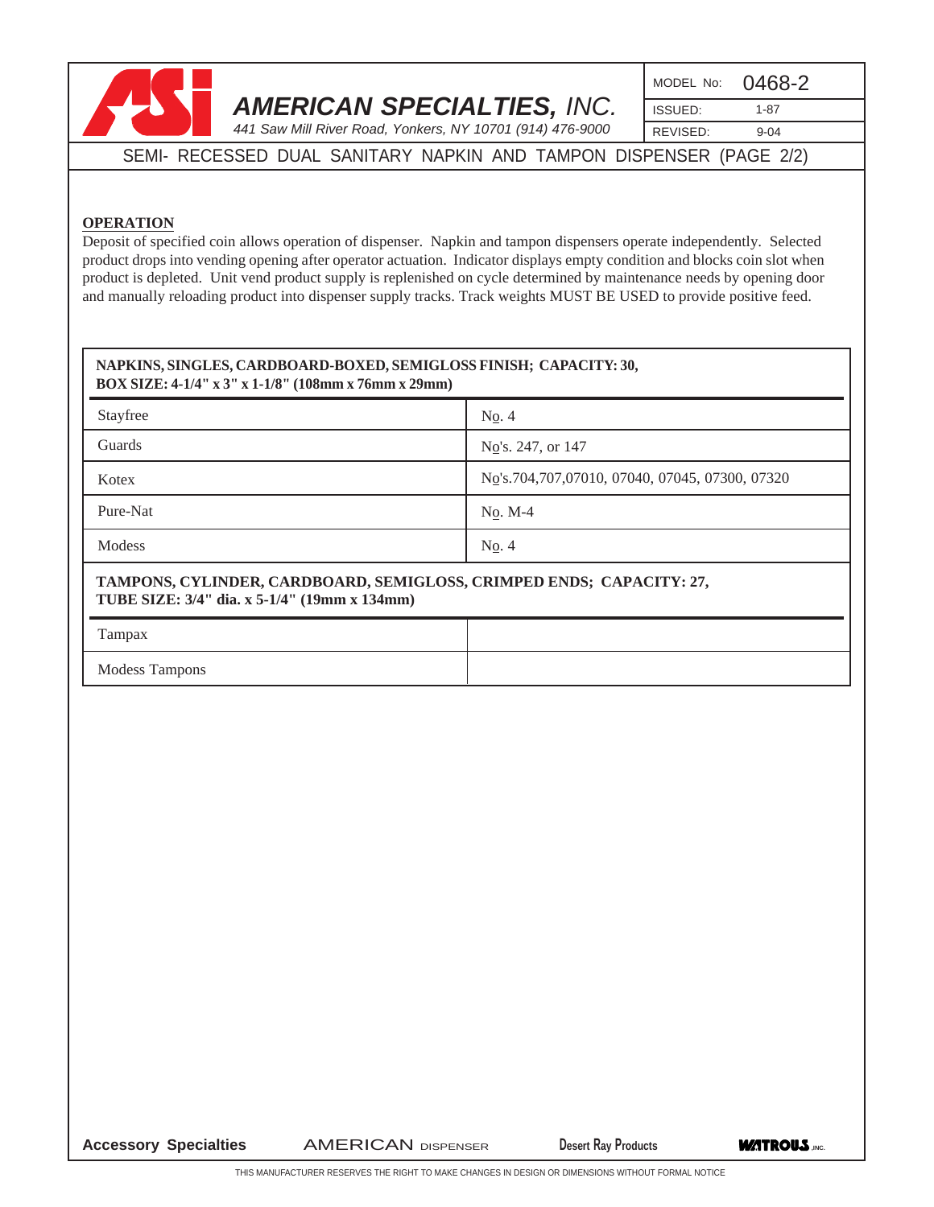# AMERICAN SPECIALTIES, INC.

*441 Saw Mill River Road, Yonkers, NY 10701 (914) 476-9000*

| | |
|---|---|
| MODEL No: | 0468-2 |
| ISSUED: | 1-87 |
| REVISED: | 9-04 |

## SEMI- RECESSED DUAL SANITARY NAPKIN AND TAMPON DISPENSER (PAGE 2/2)

### OPERATION

Deposit of specified coin allows operation of dispenser. Napkin and tampon dispensers operate independently. Selected product drops into vending opening after operator actuation. Indicator displays empty condition and blocks coin slot when product is depleted. Unit vend product supply is replenished on cycle determined by maintenance needs by opening door and manually reloading product into dispenser supply tracks. Track weights MUST BE USED to provide positive feed.

| | |
|---|---|
| **NAPKINS, SINGLES, CARDBOARD-BOXED, SEMIGLOSS FINISH; CAPACITY: 30, BOX SIZE: 4-1/4" x 3" x 1-1/8" (108mm x 76mm x 29mm)** | |
| Stayfree | No. 4 |
| Guards | No's. 247, or 147 |
| Kotex | No's.704,707,07010, 07040, 07045, 07300, 07320 |
| Pure-Nat | No. M-4 |
| Modess | No. 4 |
| **TAMPONS, CYLINDER, CARDBOARD, SEMIGLOSS, CRIMPED ENDS; CAPACITY: 27, TUBE SIZE: 3/4" dia. x 5-1/4" (19mm x 134mm)** | |
| Tampax | |
| Modess Tampons | |

**Accessory Specialties** AMERICAN DISPENSER Desert Ray Products WATROUS, INC.

THIS MANUFACTURER RESERVES THE RIGHT TO MAKE CHANGES IN DESIGN OR DIMENSIONS WITHOUT FORMAL NOTICE